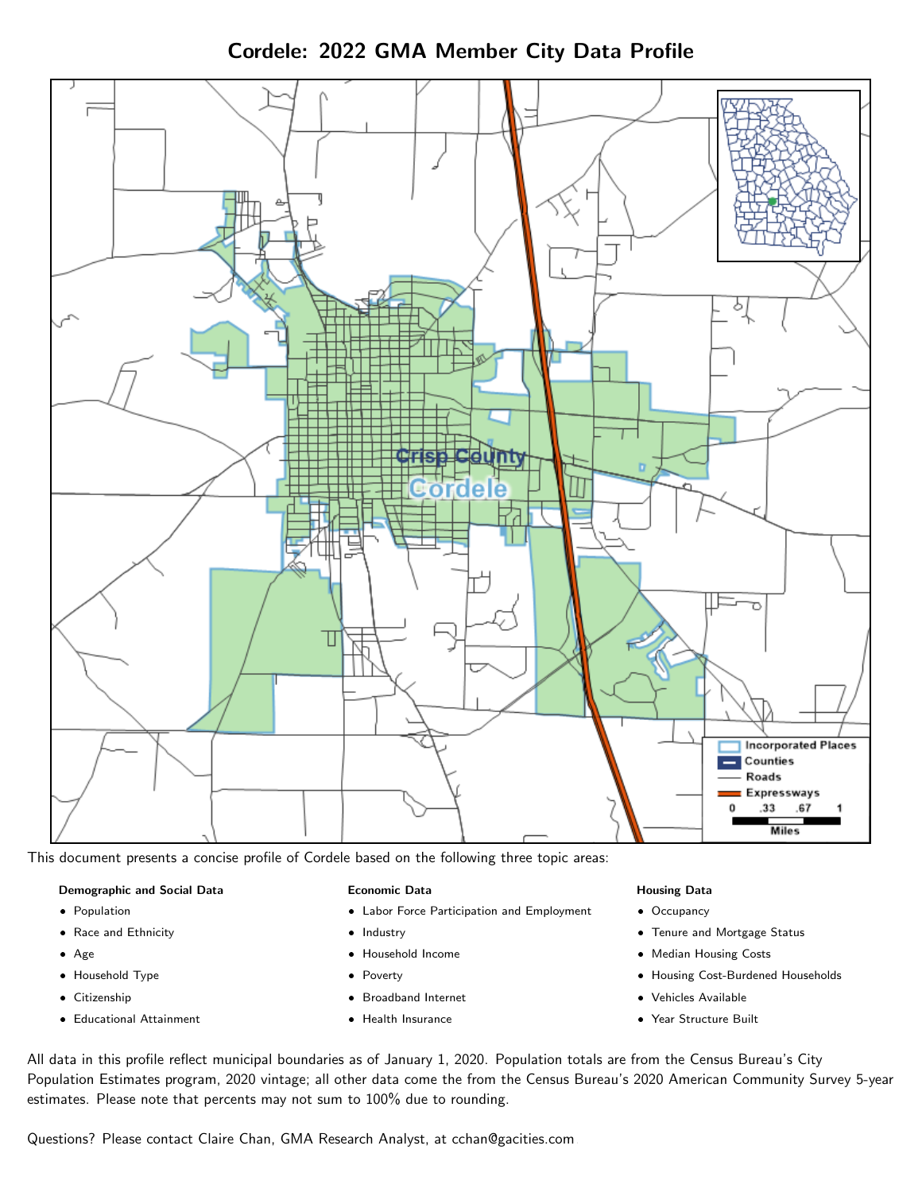# Cordele: 2022 GMA Member City Data Profile

This document presents a concise profile of Cordele based on the following three topic areas:

**Demographic and Social Data**

- Population
- Race and Ethnicity
- Age
- Household Type
- Citizenship
- Educational Attainment

**Economic Data**

- Labor Force Participation and Employment
- Industry
- Household Income
- Poverty
- Broadband Internet
- Health Insurance

**Housing Data**

- Occupancy
- Tenure and Mortgage Status
- Median Housing Costs
- Housing Cost-Burdened Households
- Vehicles Available
- Year Structure Built

All data in this profile reflect municipal boundaries as of January 1, 2020. Population totals are from the Census Bureau's City Population Estimates program, 2020 vintage; all other data come the from the Census Bureau's 2020 American Community Survey 5-year estimates. Please note that percents may not sum to 100% due to rounding.

Questions? Please contact Claire Chan, GMA Research Analyst, at cchan@gacities.com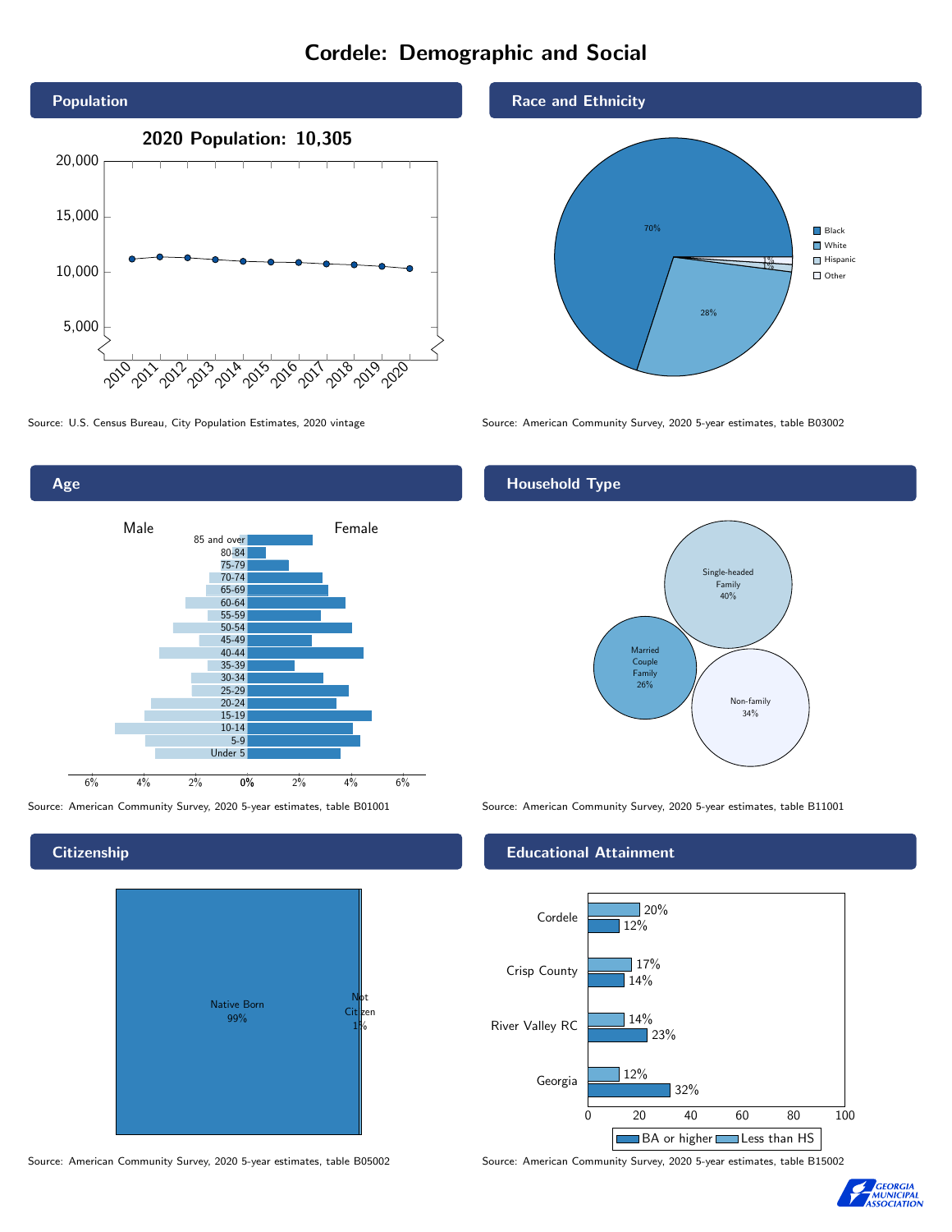# Cordele: Demographic and Social

## Population

2020 Population: 10,305

Source: U.S. Census Bureau, City Population Estimates, 2020 vintage

## Race and Ethnicity

Black 70%, White 28%, Hispanic 1%, Other 1%

Source: American Community Survey, 2020 5-year estimates, table B03002

## Age

Source: American Community Survey, 2020 5-year estimates, table B01001

## Household Type

Single-headed Family 40%

Married Couple Family 26%

Non-family 34%

Source: American Community Survey, 2020 5-year estimates, table B11001

## Citizenship

Native Born 99%

Not Citizen 1%

Source: American Community Survey, 2020 5-year estimates, table B05002

## Educational Attainment

| | Less than HS | BA or higher |
|---|---|---|
| Cordele | 20% | 12% |
| Crisp County | 17% | 14% |
| River Valley RC | 14% | 23% |
| Georgia | 12% | 32% |

Source: American Community Survey, 2020 5-year estimates, table B15002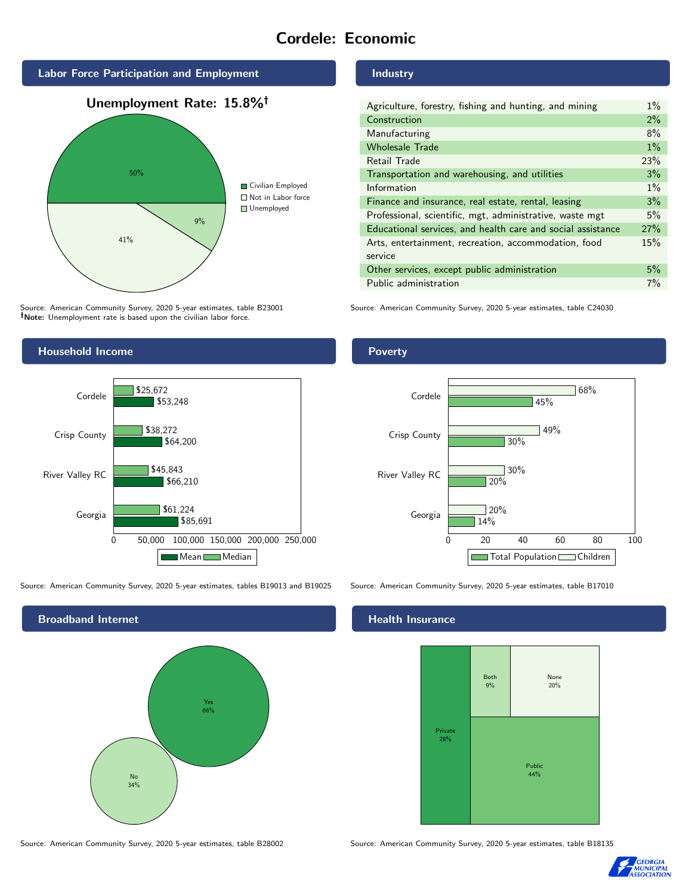# Cordele: Economic

## Labor Force Participation and Employment

**Unemployment Rate: 15.8%†**

| Category | Percent |
|---|---|
| Civilian Employed | 50% |
| Not in Labor force | 41% |
| Unemployed | 9% |

Source: American Community Survey, 2020 5-year estimates, table B23001
**†Note:** Unemployment rate is based upon the civilian labor force.

## Industry

| Industry | Percent |
|---|---|
| Agriculture, forestry, fishing and hunting, and mining | 1% |
| Construction | 2% |
| Manufacturing | 8% |
| Wholesale Trade | 1% |
| Retail Trade | 23% |
| Transportation and warehousing, and utilities | 3% |
| Information | 1% |
| Finance and insurance, real estate, rental, leasing | 3% |
| Professional, scientific, mgt, administrative, waste mgt | 5% |
| Educational services, and health care and social assistance | 27% |
| Arts, entertainment, recreation, accommodation, food service | 15% |
| Other services, except public administration | 5% |
| Public administration | 7% |

Source: American Community Survey, 2020 5-year estimates, table C24030

## Household Income

| Area | Median | Mean |
|---|---|---|
| Cordele | $25,672 | $53,248 |
| Crisp County | $38,272 | $64,200 |
| River Valley RC | $45,843 | $66,210 |
| Georgia | $61,224 | $85,691 |

Source: American Community Survey, 2020 5-year estimates, tables B19013 and B19025

## Poverty

| Area | Children | Total Population |
|---|---|---|
| Cordele | 68% | 45% |
| Crisp County | 49% | 30% |
| River Valley RC | 30% | 20% |
| Georgia | 20% | 14% |

Source: American Community Survey, 2020 5-year estimates, table B17010

## Broadband Internet

| Response | Percent |
|---|---|
| Yes | 66% |
| No | 34% |

Source: American Community Survey, 2020 5-year estimates, table B28002

## Health Insurance

| Type | Percent |
|---|---|
| Private | 28% |
| Both | 9% |
| None | 20% |
| Public | 44% |

Source: American Community Survey, 2020 5-year estimates, table B18135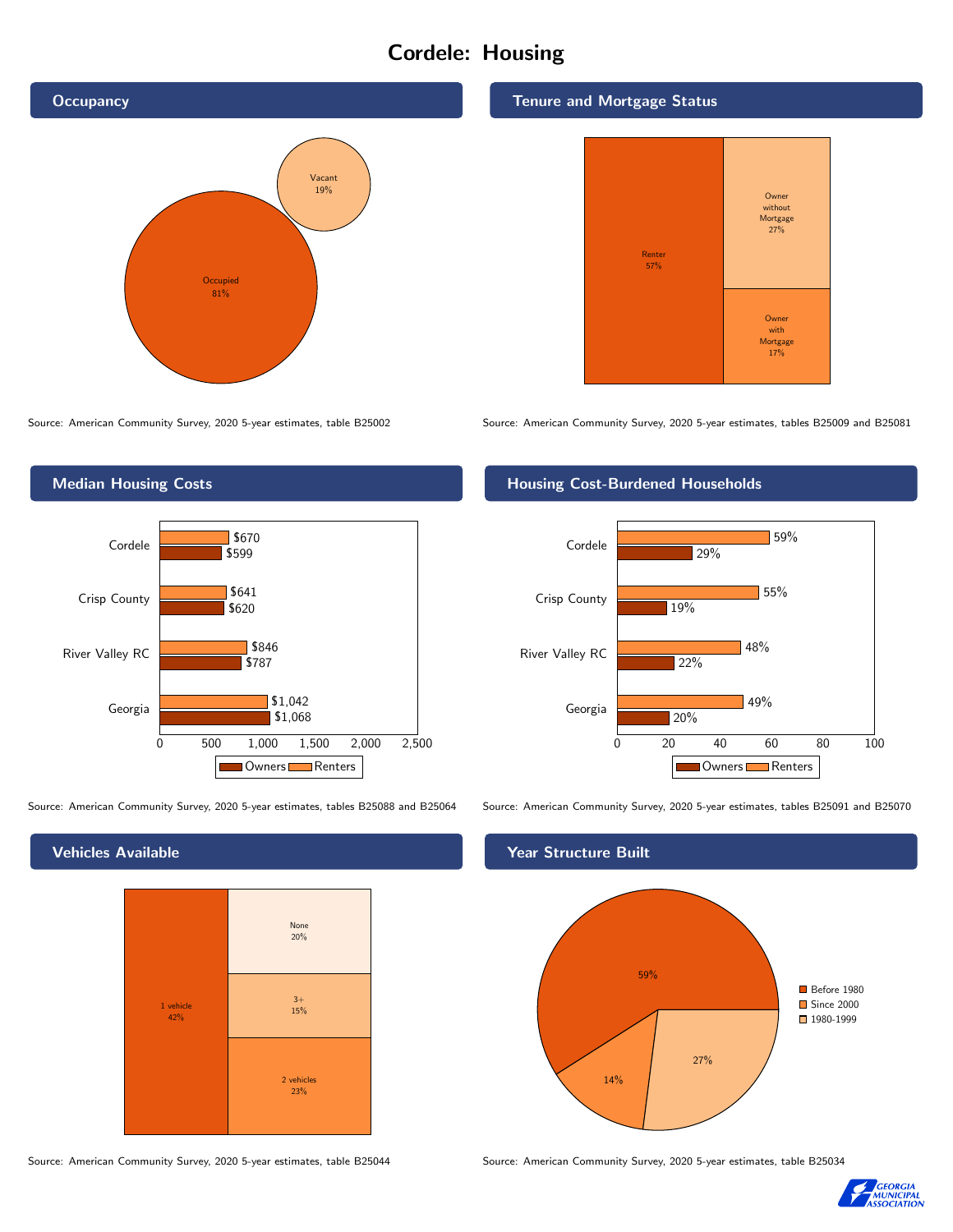# Cordele: Housing

## Occupancy

Vacant
19%

Occupied
81%

Source: American Community Survey, 2020 5-year estimates, table B25002

## Tenure and Mortgage Status

Renter
57%

Owner without Mortgage
27%

Owner with Mortgage
17%

Source: American Community Survey, 2020 5-year estimates, tables B25009 and B25081

## Median Housing Costs

Cordele
$670
$599

Crisp County
$641
$620

River Valley RC
$846
$787

Georgia
$1,042
$1,068

0
500
1,000
1,500
2,000
2,500

Owners
Renters

Source: American Community Survey, 2020 5-year estimates, tables B25088 and B25064

## Housing Cost-Burdened Households

Cordele
59%
29%

Crisp County
55%
19%

River Valley RC
48%
22%

Georgia
49%
20%

0
20
40
60
80
100

Owners
Renters

Source: American Community Survey, 2020 5-year estimates, tables B25091 and B25070

## Vehicles Available

1 vehicle
42%

None
20%

3+
15%

2 vehicles
23%

Source: American Community Survey, 2020 5-year estimates, table B25044

## Year Structure Built

59%
14%
27%

Before 1980
Since 2000
1980-1999

Source: American Community Survey, 2020 5-year estimates, table B25034